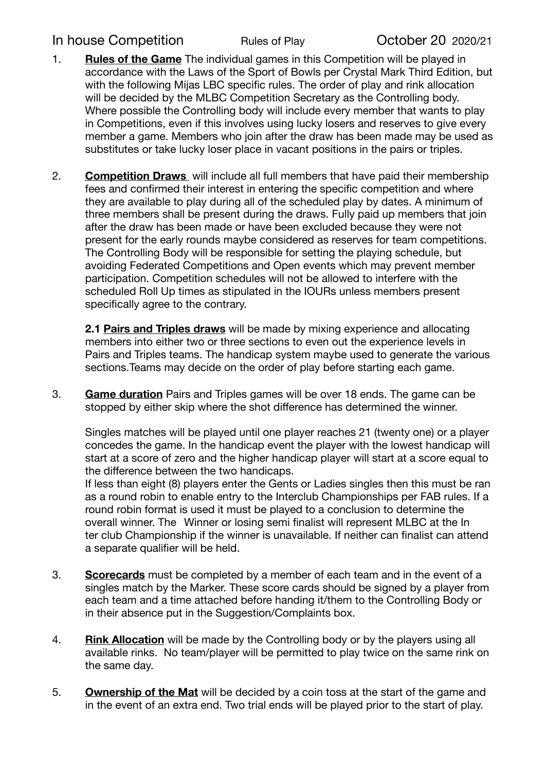In house Competition Rules of Play October 20 2020/21

1. **Rules of the Game** The individual games in this Competition will be played in accordance with the Laws of the Sport of Bowls per Crystal Mark Third Edition, but with the following Mijas LBC specific rules. The order of play and rink allocation will be decided by the MLBC Competition Secretary as the Controlling body. Where possible the Controlling body will include every member that wants to play in Competitions, even if this involves using lucky losers and reserves to give every member a game. Members who join after the draw has been made may be used as substitutes or take lucky loser place in vacant positions in the pairs or triples.

2. **Competition Draws** will include all full members that have paid their membership fees and confirmed their interest in entering the specific competition and where they are available to play during all of the scheduled play by dates. A minimum of three members shall be present during the draws. Fully paid up members that join after the draw has been made or have been excluded because they were not present for the early rounds maybe considered as reserves for team competitions. The Controlling Body will be responsible for setting the playing schedule, but avoiding Federated Competitions and Open events which may prevent member participation. Competition schedules will not be allowed to interfere with the scheduled Roll Up times as stipulated in the IOURs unless members present specifically agree to the contrary.

   **2.1 Pairs and Triples draws** will be made by mixing experience and allocating members into either two or three sections to even out the experience levels in Pairs and Triples teams. The handicap system maybe used to generate the various sections.Teams may decide on the order of play before starting each game.

3. **Game duration** Pairs and Triples games will be over 18 ends. The game can be stopped by either skip where the shot difference has determined the winner.

   Singles matches will be played until one player reaches 21 (twenty one) or a player concedes the game. In the handicap event the player with the lowest handicap will start at a score of zero and the higher handicap player will start at a score equal to the difference between the two handicaps.
   If less than eight (8) players enter the Gents or Ladies singles then this must be ran as a round robin to enable entry to the Interclub Championships per FAB rules. If a round robin format is used it must be played to a conclusion to determine the overall winner. The Winner or losing semi finalist will represent MLBC at the In ter club Championship if the winner is unavailable. If neither can finalist can attend a separate qualifier will be held.

3. **Scorecards** must be completed by a member of each team and in the event of a singles match by the Marker. These score cards should be signed by a player from each team and a time attached before handing it/them to the Controlling Body or in their absence put in the Suggestion/Complaints box.

4. **Rink Allocation** will be made by the Controlling body or by the players using all available rinks. No team/player will be permitted to play twice on the same rink on the same day.

5. **Ownership of the Mat** will be decided by a coin toss at the start of the game and in the event of an extra end. Two trial ends will be played prior to the start of play.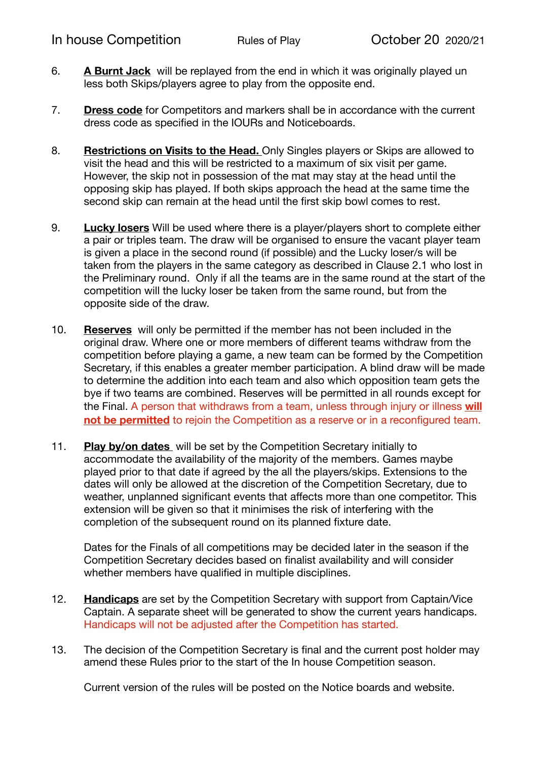6. **A Burnt Jack** will be replayed from the end in which it was originally played un less both Skips/players agree to play from the opposite end.

7. **Dress code** for Competitors and markers shall be in accordance with the current dress code as specified in the IOURs and Noticeboards.

8. **Restrictions on Visits to the Head.** Only Singles players or Skips are allowed to visit the head and this will be restricted to a maximum of six visit per game. However, the skip not in possession of the mat may stay at the head until the opposing skip has played. If both skips approach the head at the same time the second skip can remain at the head until the first skip bowl comes to rest.

9. **Lucky losers** Will be used where there is a player/players short to complete either a pair or triples team. The draw will be organised to ensure the vacant player team is given a place in the second round (if possible) and the Lucky loser/s will be taken from the players in the same category as described in Clause 2.1 who lost in the Preliminary round. Only if all the teams are in the same round at the start of the competition will the lucky loser be taken from the same round, but from the opposite side of the draw.

10. **Reserves** will only be permitted if the member has not been included in the original draw. Where one or more members of different teams withdraw from the competition before playing a game, a new team can be formed by the Competition Secretary, if this enables a greater member participation. A blind draw will be made to determine the addition into each team and also which opposition team gets the bye if two teams are combined. Reserves will be permitted in all rounds except for the Final. A person that withdraws from a team, unless through injury or illness **will not be permitted** to rejoin the Competition as a reserve or in a reconfigured team.

11. **Play by/on dates** will be set by the Competition Secretary initially to accommodate the availability of the majority of the members. Games maybe played prior to that date if agreed by the all the players/skips. Extensions to the dates will only be allowed at the discretion of the Competition Secretary, due to weather, unplanned significant events that affects more than one competitor. This extension will be given so that it minimises the risk of interfering with the completion of the subsequent round on its planned fixture date.

    Dates for the Finals of all competitions may be decided later in the season if the Competition Secretary decides based on finalist availability and will consider whether members have qualified in multiple disciplines.

12. **Handicaps** are set by the Competition Secretary with support from Captain/Vice Captain. A separate sheet will be generated to show the current years handicaps. Handicaps will not be adjusted after the Competition has started.

13. The decision of the Competition Secretary is final and the current post holder may amend these Rules prior to the start of the In house Competition season.

    Current version of the rules will be posted on the Notice boards and website.